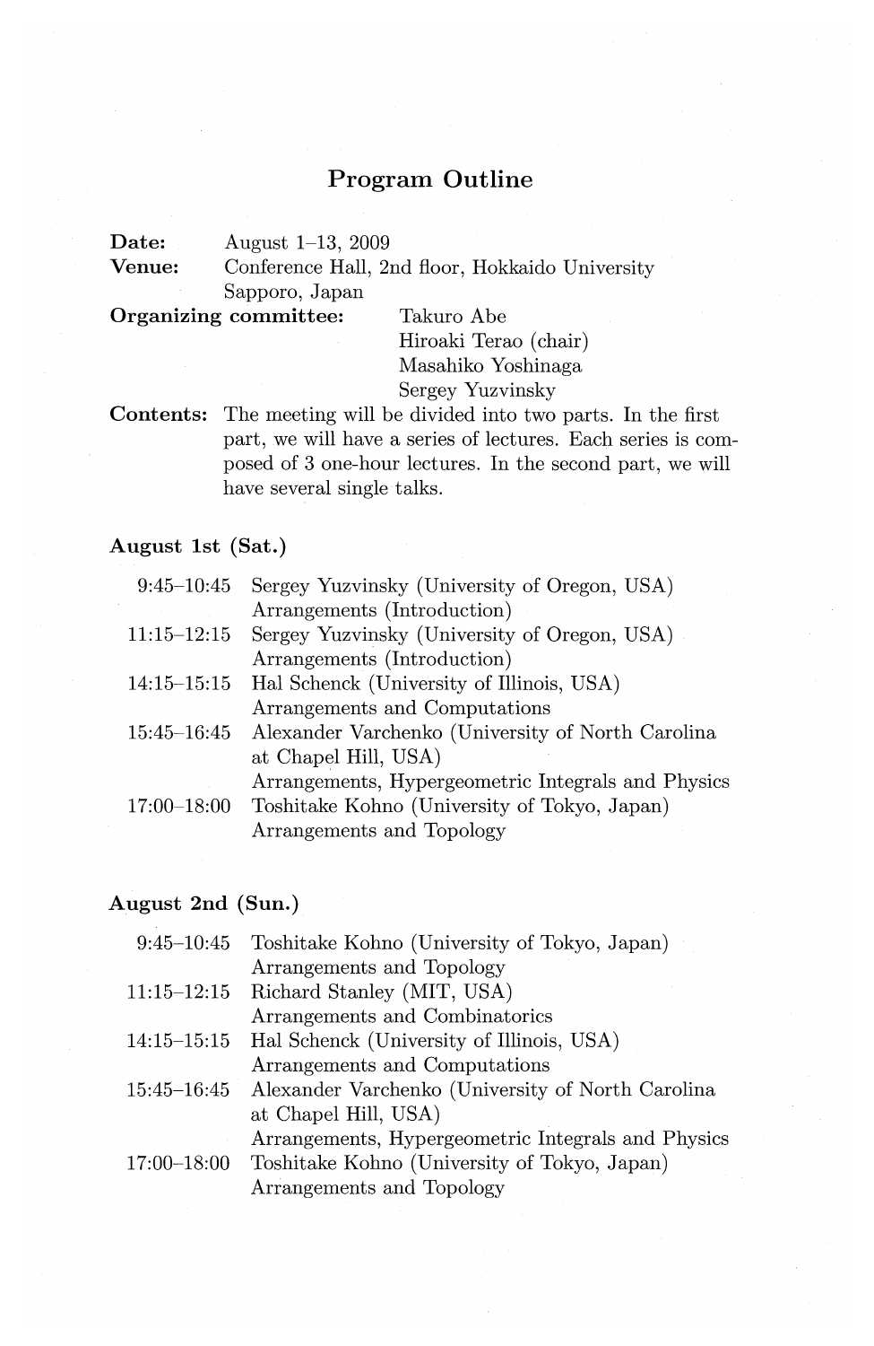# Program Outline

**Date:** August 1–13, 2009

**Venue:** Conference Hall, 2nd floor, Hokkaido University
Sapporo, Japan

**Organizing committee:**
Takuro Abe
Hiroaki Terao (chair)
Masahiko Yoshinaga
Sergey Yuzvinsky

**Contents:** The meeting will be divided into two parts. In the first part, we will have a series of lectures. Each series is composed of 3 one-hour lectures. In the second part, we will have several single talks.

## August 1st (Sat.)

9:45–10:45 Sergey Yuzvinsky (University of Oregon, USA)
Arrangements (Introduction)

11:15–12:15 Sergey Yuzvinsky (University of Oregon, USA)
Arrangements (Introduction)

14:15–15:15 Hal Schenck (University of Illinois, USA)
Arrangements and Computations

15:45–16:45 Alexander Varchenko (University of North Carolina at Chapel Hill, USA)
Arrangements, Hypergeometric Integrals and Physics

17:00–18:00 Toshitake Kohno (University of Tokyo, Japan)
Arrangements and Topology

## August 2nd (Sun.)

9:45–10:45 Toshitake Kohno (University of Tokyo, Japan)
Arrangements and Topology

11:15–12:15 Richard Stanley (MIT, USA)
Arrangements and Combinatorics

14:15–15:15 Hal Schenck (University of Illinois, USA)
Arrangements and Computations

15:45–16:45 Alexander Varchenko (University of North Carolina at Chapel Hill, USA)
Arrangements, Hypergeometric Integrals and Physics

17:00–18:00 Toshitake Kohno (University of Tokyo, Japan)
Arrangements and Topology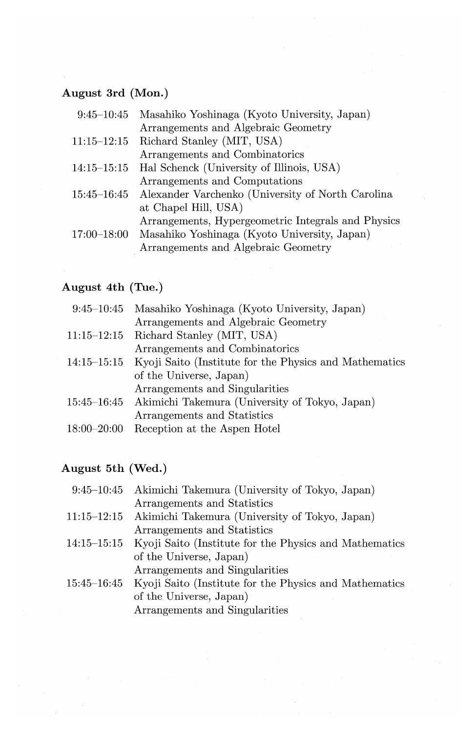## August 3rd (Mon.)

| | |
|---|---|
| 9:45–10:45 | Masahiko Yoshinaga (Kyoto University, Japan)<br>Arrangements and Algebraic Geometry |
| 11:15–12:15 | Richard Stanley (MIT, USA)<br>Arrangements and Combinatorics |
| 14:15–15:15 | Hal Schenck (University of Illinois, USA)<br>Arrangements and Computations |
| 15:45–16:45 | Alexander Varchenko (University of North Carolina at Chapel Hill, USA)<br>Arrangements, Hypergeometric Integrals and Physics |
| 17:00–18:00 | Masahiko Yoshinaga (Kyoto University, Japan)<br>Arrangements and Algebraic Geometry |

## August 4th (Tue.)

| | |
|---|---|
| 9:45–10:45 | Masahiko Yoshinaga (Kyoto University, Japan)<br>Arrangements and Algebraic Geometry |
| 11:15–12:15 | Richard Stanley (MIT, USA)<br>Arrangements and Combinatorics |
| 14:15–15:15 | Kyoji Saito (Institute for the Physics and Mathematics of the Universe, Japan)<br>Arrangements and Singularities |
| 15:45–16:45 | Akimichi Takemura (University of Tokyo, Japan)<br>Arrangements and Statistics |
| 18:00–20:00 | Reception at the Aspen Hotel |

## August 5th (Wed.)

| | |
|---|---|
| 9:45–10:45 | Akimichi Takemura (University of Tokyo, Japan)<br>Arrangements and Statistics |
| 11:15–12:15 | Akimichi Takemura (University of Tokyo, Japan)<br>Arrangements and Statistics |
| 14:15–15:15 | Kyoji Saito (Institute for the Physics and Mathematics of the Universe, Japan)<br>Arrangements and Singularities |
| 15:45–16:45 | Kyoji Saito (Institute for the Physics and Mathematics of the Universe, Japan)<br>Arrangements and Singularities |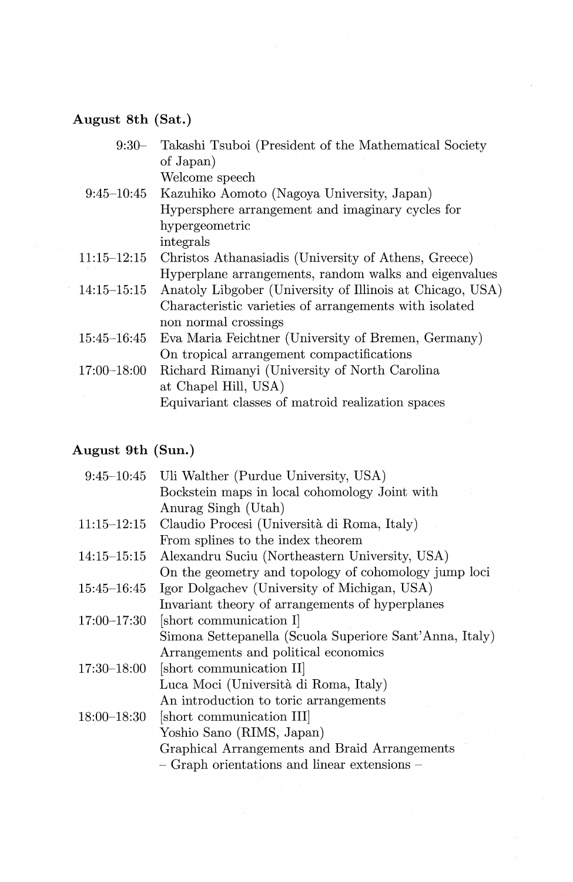**August 8th (Sat.)**

| | |
|---|---|
| 9:30– | Takashi Tsuboi (President of the Mathematical Society of Japan)<br>Welcome speech |
| 9:45–10:45 | Kazuhiko Aomoto (Nagoya University, Japan)<br>Hypersphere arrangement and imaginary cycles for hypergeometric<br>integrals |
| 11:15–12:15 | Christos Athanasiadis (University of Athens, Greece)<br>Hyperplane arrangements, random walks and eigenvalues |
| 14:15–15:15 | Anatoly Libgober (University of Illinois at Chicago, USA)<br>Characteristic varieties of arrangements with isolated non normal crossings |
| 15:45–16:45 | Eva Maria Feichtner (University of Bremen, Germany)<br>On tropical arrangement compactifications |
| 17:00–18:00 | Richard Rimanyi (University of North Carolina at Chapel Hill, USA)<br>Equivariant classes of matroid realization spaces |

**August 9th (Sun.)**

| | |
|---|---|
| 9:45–10:45 | Uli Walther (Purdue University, USA)<br>Bockstein maps in local cohomology Joint with Anurag Singh (Utah) |
| 11:15–12:15 | Claudio Procesi (Università di Roma, Italy)<br>From splines to the index theorem |
| 14:15–15:15 | Alexandru Suciu (Northeastern University, USA)<br>On the geometry and topology of cohomology jump loci |
| 15:45–16:45 | Igor Dolgachev (University of Michigan, USA)<br>Invariant theory of arrangements of hyperplanes |
| 17:00–17:30 | [short communication I]<br>Simona Settepanella (Scuola Superiore Sant'Anna, Italy)<br>Arrangements and political economics |
| 17:30–18:00 | [short communication II]<br>Luca Moci (Università di Roma, Italy)<br>An introduction to toric arrangements |
| 18:00–18:30 | [short communication III]<br>Yoshio Sano (RIMS, Japan)<br>Graphical Arrangements and Braid Arrangements<br>– Graph orientations and linear extensions – |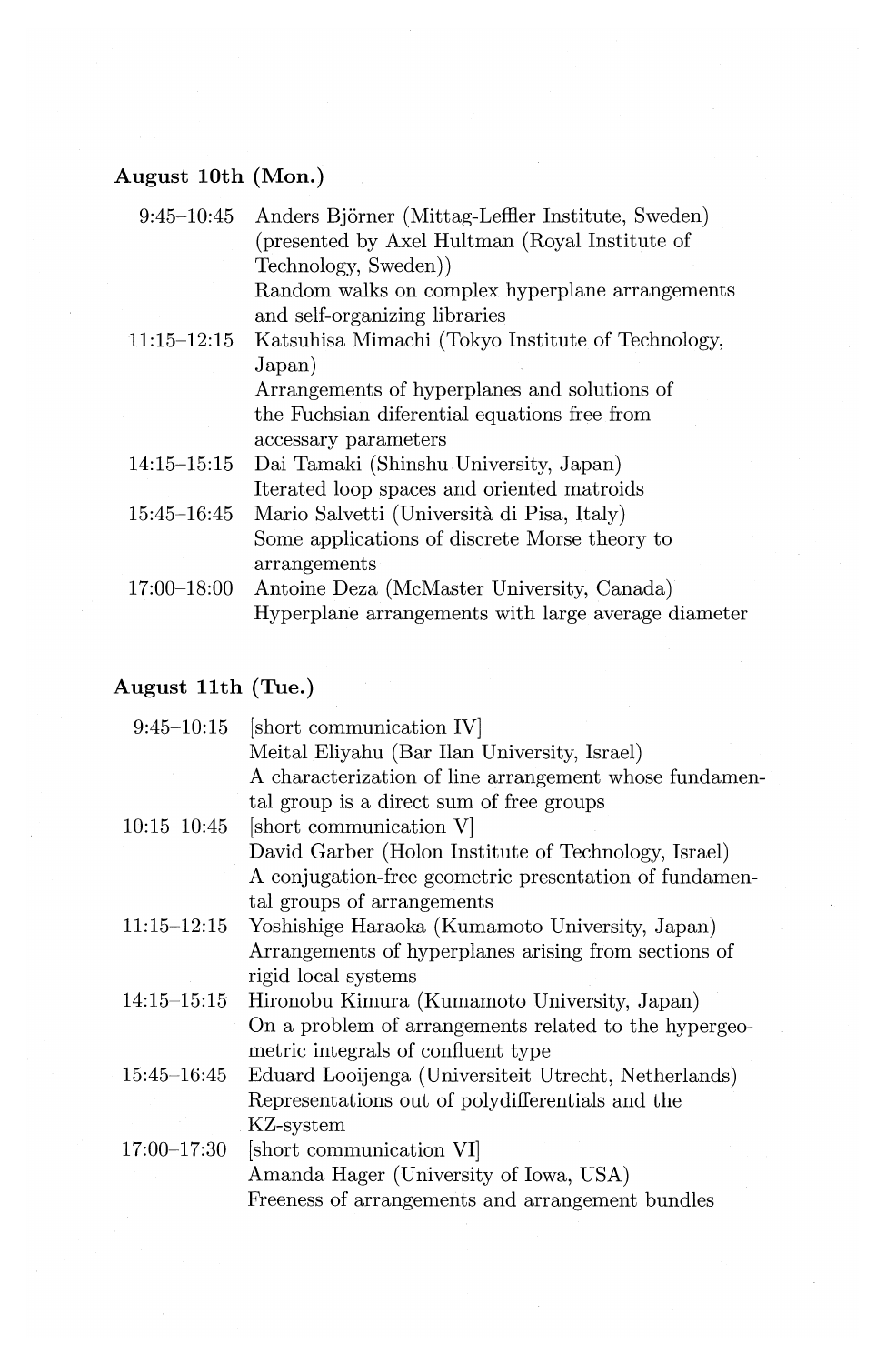**August 10th (Mon.)**

| | |
|---|---|
| 9:45–10:45 | Anders Björner (Mittag-Leffler Institute, Sweden) (presented by Axel Hultman (Royal Institute of Technology, Sweden)) <br> Random walks on complex hyperplane arrangements and self-organizing libraries |
| 11:15–12:15 | Katsuhisa Mimachi (Tokyo Institute of Technology, Japan) <br> Arrangements of hyperplanes and solutions of the Fuchsian diferential equations free from accessary parameters |
| 14:15–15:15 | Dai Tamaki (Shinshu University, Japan) <br> Iterated loop spaces and oriented matroids |
| 15:45–16:45 | Mario Salvetti (Università di Pisa, Italy) <br> Some applications of discrete Morse theory to arrangements |
| 17:00–18:00 | Antoine Deza (McMaster University, Canada) <br> Hyperplane arrangements with large average diameter |

**August 11th (Tue.)**

| | |
|---|---|
| 9:45–10:15 | [short communication IV] <br> Meital Eliyahu (Bar Ilan University, Israel) <br> A characterization of line arrangement whose fundamental group is a direct sum of free groups |
| 10:15–10:45 | [short communication V] <br> David Garber (Holon Institute of Technology, Israel) <br> A conjugation-free geometric presentation of fundamental groups of arrangements |
| 11:15–12:15 | Yoshishige Haraoka (Kumamoto University, Japan) <br> Arrangements of hyperplanes arising from sections of rigid local systems |
| 14:15–15:15 | Hironobu Kimura (Kumamoto University, Japan) <br> On a problem of arrangements related to the hypergeometric integrals of confluent type |
| 15:45–16:45 | Eduard Looijenga (Universiteit Utrecht, Netherlands) <br> Representations out of polydifferentials and the KZ-system |
| 17:00–17:30 | [short communication VI] <br> Amanda Hager (University of Iowa, USA) <br> Freeness of arrangements and arrangement bundles |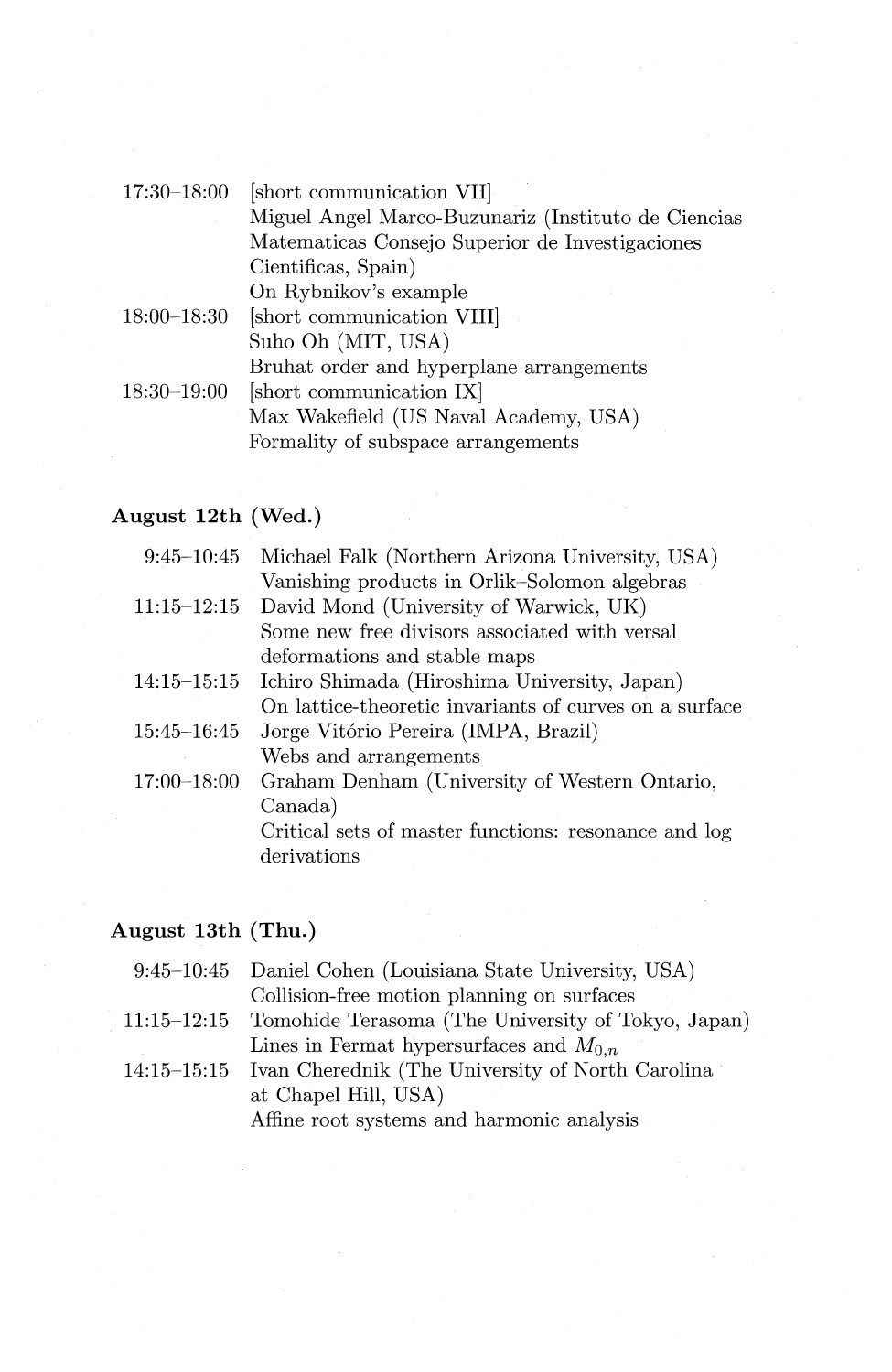17:30–18:00 [short communication VII]
Miguel Angel Marco-Buzunariz (Instituto de Ciencias Matematicas Consejo Superior de Investigaciones Cientificas, Spain)
On Rybnikov's example

18:00–18:30 [short communication VIII]
Suho Oh (MIT, USA)
Bruhat order and hyperplane arrangements

18:30–19:00 [short communication IX]
Max Wakefield (US Naval Academy, USA)
Formality of subspace arrangements

## August 12th (Wed.)

9:45–10:45 Michael Falk (Northern Arizona University, USA)
Vanishing products in Orlik–Solomon algebras

11:15–12:15 David Mond (University of Warwick, UK)
Some new free divisors associated with versal deformations and stable maps

14:15–15:15 Ichiro Shimada (Hiroshima University, Japan)
On lattice-theoretic invariants of curves on a surface

15:45–16:45 Jorge Vitório Pereira (IMPA, Brazil)
Webs and arrangements

17:00–18:00 Graham Denham (University of Western Ontario, Canada)
Critical sets of master functions: resonance and log derivations

## August 13th (Thu.)

9:45–10:45 Daniel Cohen (Louisiana State University, USA)
Collision-free motion planning on surfaces

11:15–12:15 Tomohide Terasoma (The University of Tokyo, Japan)
Lines in Fermat hypersurfaces and $M_{0,n}$

14:15–15:15 Ivan Cherednik (The University of North Carolina at Chapel Hill, USA)
Affine root systems and harmonic analysis